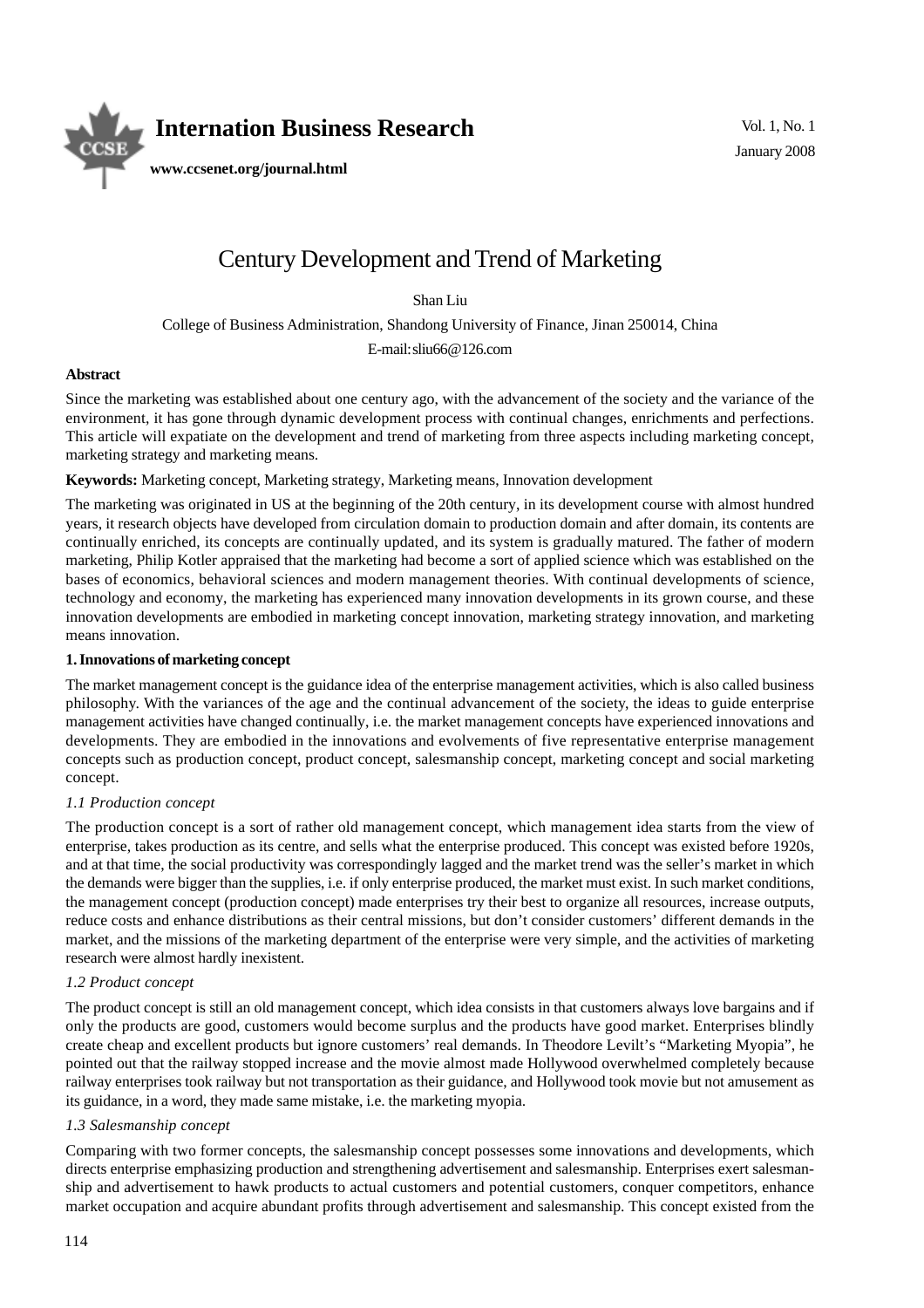# Century Development and Trend of Marketing

Shan Liu

College of Business Administration, Shandong University of Finance, Jinan 250014, China

E-mail:sliu66@126.com

**Abstract**

Since the marketing was established about one century ago, with the advancement of the society and the variance of the environment, it has gone through dynamic development process with continual changes, enrichments and perfections. This article will expatiate on the development and trend of marketing from three aspects including marketing concept, marketing strategy and marketing means.

**Keywords:** Marketing concept, Marketing strategy, Marketing means, Innovation development

The marketing was originated in US at the beginning of the 20th century, in its development course with almost hundred years, it research objects have developed from circulation domain to production domain and after domain, its contents are continually enriched, its concepts are continually updated, and its system is gradually matured. The father of modern marketing, Philip Kotler appraised that the marketing had become a sort of applied science which was established on the bases of economics, behavioral sciences and modern management theories. With continual developments of science, technology and economy, the marketing has experienced many innovation developments in its grown course, and these innovation developments are embodied in marketing concept innovation, marketing strategy innovation, and marketing means innovation.

## 1. Innovations of marketing concept

The market management concept is the guidance idea of the enterprise management activities, which is also called business philosophy. With the variances of the age and the continual advancement of the society, the ideas to guide enterprise management activities have changed continually, i.e. the market management concepts have experienced innovations and developments. They are embodied in the innovations and evolvements of five representative enterprise management concepts such as production concept, product concept, salesmanship concept, marketing concept and social marketing concept.

### *1.1 Production concept*

The production concept is a sort of rather old management concept, which management idea starts from the view of enterprise, takes production as its centre, and sells what the enterprise produced. This concept was existed before 1920s, and at that time, the social productivity was correspondingly lagged and the market trend was the seller's market in which the demands were bigger than the supplies, i.e. if only enterprise produced, the market must exist. In such market conditions, the management concept (production concept) made enterprises try their best to organize all resources, increase outputs, reduce costs and enhance distributions as their central missions, but don't consider customers' different demands in the market, and the missions of the marketing department of the enterprise were very simple, and the activities of marketing research were almost hardly inexistent.

### *1.2 Product concept*

The product concept is still an old management concept, which idea consists in that customers always love bargains and if only the products are good, customers would become surplus and the products have good market. Enterprises blindly create cheap and excellent products but ignore customers' real demands. In Theodore Levilt's "Marketing Myopia", he pointed out that the railway stopped increase and the movie almost made Hollywood overwhelmed completely because railway enterprises took railway but not transportation as their guidance, and Hollywood took movie but not amusement as its guidance, in a word, they made same mistake, i.e. the marketing myopia.

### *1.3 Salesmanship concept*

Comparing with two former concepts, the salesmanship concept possesses some innovations and developments, which directs enterprise emphasizing production and strengthening advertisement and salesmanship. Enterprises exert salesmanship and advertisement to hawk products to actual customers and potential customers, conquer competitors, enhance market occupation and acquire abundant profits through advertisement and salesmanship. This concept existed from the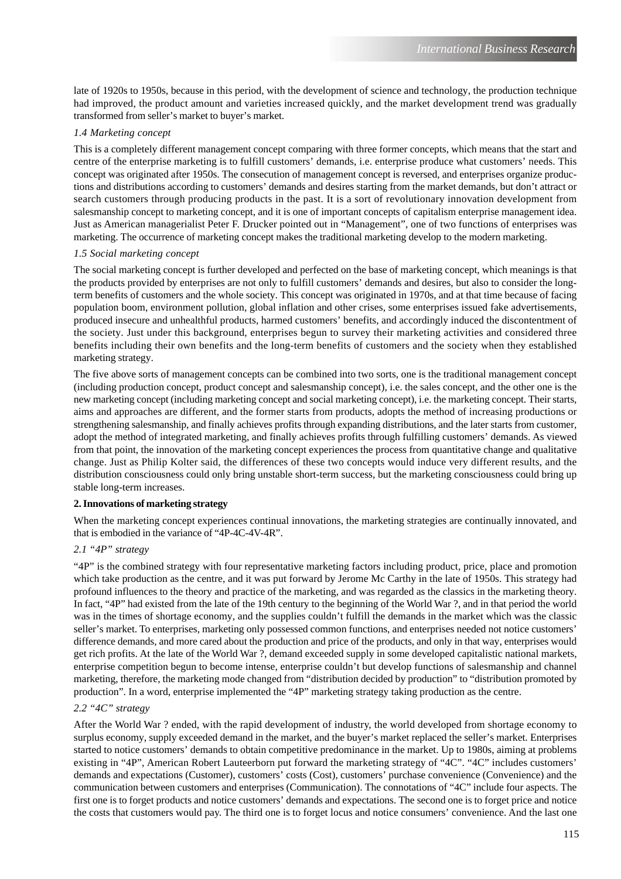late of 1920s to 1950s, because in this period, with the development of science and technology, the production technique had improved, the product amount and varieties increased quickly, and the market development trend was gradually transformed from seller's market to buyer's market.

### *1.4 Marketing concept*

This is a completely different management concept comparing with three former concepts, which means that the start and centre of the enterprise marketing is to fulfill customers' demands, i.e. enterprise produce what customers' needs. This concept was originated after 1950s. The consecution of management concept is reversed, and enterprises organize productions and distributions according to customers' demands and desires starting from the market demands, but don't attract or search customers through producing products in the past. It is a sort of revolutionary innovation development from salesmanship concept to marketing concept, and it is one of important concepts of capitalism enterprise management idea. Just as American managerialist Peter F. Drucker pointed out in "Management", one of two functions of enterprises was marketing. The occurrence of marketing concept makes the traditional marketing develop to the modern marketing.

### *1.5 Social marketing concept*

The social marketing concept is further developed and perfected on the base of marketing concept, which meanings is that the products provided by enterprises are not only to fulfill customers' demands and desires, but also to consider the long-term benefits of customers and the whole society. This concept was originated in 1970s, and at that time because of facing population boom, environment pollution, global inflation and other crises, some enterprises issued fake advertisements, produced insecure and unhealthful products, harmed customers' benefits, and accordingly induced the discontentment of the society. Just under this background, enterprises begun to survey their marketing activities and considered three benefits including their own benefits and the long-term benefits of customers and the society when they established marketing strategy.

The five above sorts of management concepts can be combined into two sorts, one is the traditional management concept (including production concept, product concept and salesmanship concept), i.e. the sales concept, and the other one is the new marketing concept (including marketing concept and social marketing concept), i.e. the marketing concept. Their starts, aims and approaches are different, and the former starts from products, adopts the method of increasing productions or strengthening salesmanship, and finally achieves profits through expanding distributions, and the later starts from customer, adopt the method of integrated marketing, and finally achieves profits through fulfilling customers' demands. As viewed from that point, the innovation of the marketing concept experiences the process from quantitative change and qualitative change. Just as Philip Kolter said, the differences of these two concepts would induce very different results, and the distribution consciousness could only bring unstable short-term success, but the marketing consciousness could bring up stable long-term increases.

## **2. Innovations of marketing strategy**

When the marketing concept experiences continual innovations, the marketing strategies are continually innovated, and that is embodied in the variance of "4P-4C-4V-4R".

### *2.1 "4P" strategy*

"4P" is the combined strategy with four representative marketing factors including product, price, place and promotion which take production as the centre, and it was put forward by Jerome Mc Carthy in the late of 1950s. This strategy had profound influences to the theory and practice of the marketing, and was regarded as the classics in the marketing theory. In fact, "4P" had existed from the late of the 19th century to the beginning of the World War ?, and in that period the world was in the times of shortage economy, and the supplies couldn't fulfill the demands in the market which was the classic seller's market. To enterprises, marketing only possessed common functions, and enterprises needed not notice customers' difference demands, and more cared about the production and price of the products, and only in that way, enterprises would get rich profits. At the late of the World War ?, demand exceeded supply in some developed capitalistic national markets, enterprise competition begun to become intense, enterprise couldn't but develop functions of salesmanship and channel marketing, therefore, the marketing mode changed from "distribution decided by production" to "distribution promoted by production". In a word, enterprise implemented the "4P" marketing strategy taking production as the centre.

### *2.2 "4C" strategy*

After the World War ? ended, with the rapid development of industry, the world developed from shortage economy to surplus economy, supply exceeded demand in the market, and the buyer's market replaced the seller's market. Enterprises started to notice customers' demands to obtain competitive predominance in the market. Up to 1980s, aiming at problems existing in "4P", American Robert Lauteerborn put forward the marketing strategy of "4C". "4C" includes customers' demands and expectations (Customer), customers' costs (Cost), customers' purchase convenience (Convenience) and the communication between customers and enterprises (Communication). The connotations of "4C" include four aspects. The first one is to forget products and notice customers' demands and expectations. The second one is to forget price and notice the costs that customers would pay. The third one is to forget locus and notice consumers' convenience. And the last one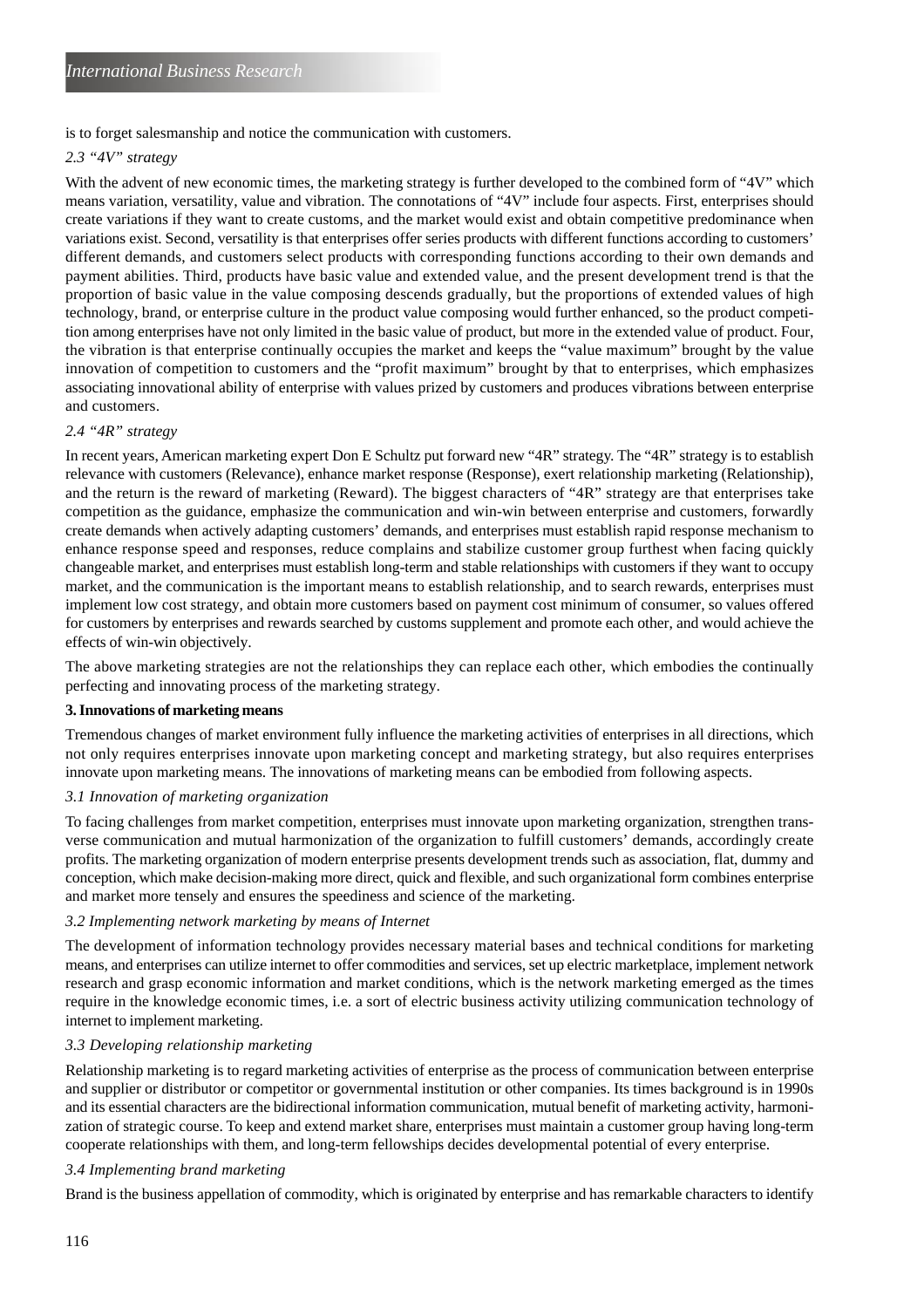is to forget salesmanship and notice the communication with customers.

### *2.3 "4V" strategy*

With the advent of new economic times, the marketing strategy is further developed to the combined form of "4V" which means variation, versatility, value and vibration. The connotations of "4V" include four aspects. First, enterprises should create variations if they want to create customs, and the market would exist and obtain competitive predominance when variations exist. Second, versatility is that enterprises offer series products with different functions according to customers' different demands, and customers select products with corresponding functions according to their own demands and payment abilities. Third, products have basic value and extended value, and the present development trend is that the proportion of basic value in the value composing descends gradually, but the proportions of extended values of high technology, brand, or enterprise culture in the product value composing would further enhanced, so the product competition among enterprises have not only limited in the basic value of product, but more in the extended value of product. Four, the vibration is that enterprise continually occupies the market and keeps the "value maximum" brought by the value innovation of competition to customers and the "profit maximum" brought by that to enterprises, which emphasizes associating innovational ability of enterprise with values prized by customers and produces vibrations between enterprise and customers.

### *2.4 "4R" strategy*

In recent years, American marketing expert Don E Schultz put forward new "4R" strategy. The "4R" strategy is to establish relevance with customers (Relevance), enhance market response (Response), exert relationship marketing (Relationship), and the return is the reward of marketing (Reward). The biggest characters of "4R" strategy are that enterprises take competition as the guidance, emphasize the communication and win-win between enterprise and customers, forwardly create demands when actively adapting customers' demands, and enterprises must establish rapid response mechanism to enhance response speed and responses, reduce complains and stabilize customer group furthest when facing quickly changeable market, and enterprises must establish long-term and stable relationships with customers if they want to occupy market, and the communication is the important means to establish relationship, and to search rewards, enterprises must implement low cost strategy, and obtain more customers based on payment cost minimum of consumer, so values offered for customers by enterprises and rewards searched by customs supplement and promote each other, and would achieve the effects of win-win objectively.

The above marketing strategies are not the relationships they can replace each other, which embodies the continually perfecting and innovating process of the marketing strategy.

## **3. Innovations of marketing means**

Tremendous changes of market environment fully influence the marketing activities of enterprises in all directions, which not only requires enterprises innovate upon marketing concept and marketing strategy, but also requires enterprises innovate upon marketing means. The innovations of marketing means can be embodied from following aspects.

### *3.1 Innovation of marketing organization*

To facing challenges from market competition, enterprises must innovate upon marketing organization, strengthen transverse communication and mutual harmonization of the organization to fulfill customers' demands, accordingly create profits. The marketing organization of modern enterprise presents development trends such as association, flat, dummy and conception, which make decision-making more direct, quick and flexible, and such organizational form combines enterprise and market more tensely and ensures the speediness and science of the marketing.

### *3.2 Implementing network marketing by means of Internet*

The development of information technology provides necessary material bases and technical conditions for marketing means, and enterprises can utilize internet to offer commodities and services, set up electric marketplace, implement network research and grasp economic information and market conditions, which is the network marketing emerged as the times require in the knowledge economic times, i.e. a sort of electric business activity utilizing communication technology of internet to implement marketing.

### *3.3 Developing relationship marketing*

Relationship marketing is to regard marketing activities of enterprise as the process of communication between enterprise and supplier or distributor or competitor or governmental institution or other companies. Its times background is in 1990s and its essential characters are the bidirectional information communication, mutual benefit of marketing activity, harmonization of strategic course. To keep and extend market share, enterprises must maintain a customer group having long-term cooperate relationships with them, and long-term fellowships decides developmental potential of every enterprise.

### *3.4 Implementing brand marketing*

Brand is the business appellation of commodity, which is originated by enterprise and has remarkable characters to identify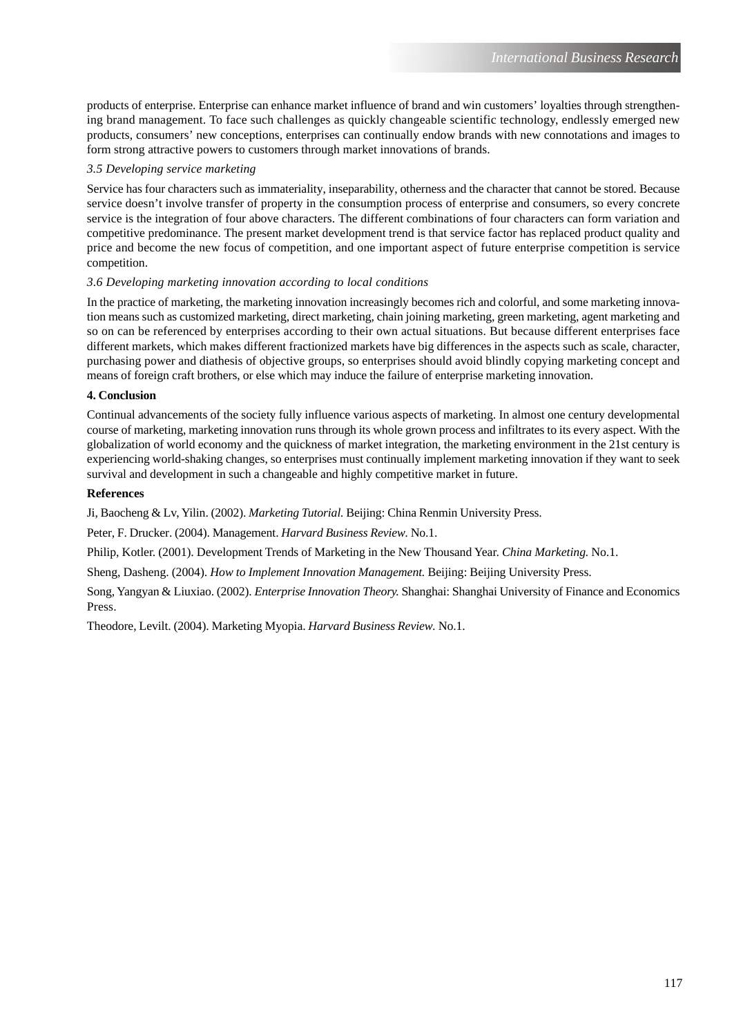products of enterprise. Enterprise can enhance market influence of brand and win customers' loyalties through strengthening brand management. To face such challenges as quickly changeable scientific technology, endlessly emerged new products, consumers' new conceptions, enterprises can continually endow brands with new connotations and images to form strong attractive powers to customers through market innovations of brands.

### *3.5 Developing service marketing*

Service has four characters such as immateriality, inseparability, otherness and the character that cannot be stored. Because service doesn't involve transfer of property in the consumption process of enterprise and consumers, so every concrete service is the integration of four above characters. The different combinations of four characters can form variation and competitive predominance. The present market development trend is that service factor has replaced product quality and price and become the new focus of competition, and one important aspect of future enterprise competition is service competition.

### *3.6 Developing marketing innovation according to local conditions*

In the practice of marketing, the marketing innovation increasingly becomes rich and colorful, and some marketing innovation means such as customized marketing, direct marketing, chain joining marketing, green marketing, agent marketing and so on can be referenced by enterprises according to their own actual situations. But because different enterprises face different markets, which makes different fractionized markets have big differences in the aspects such as scale, character, purchasing power and diathesis of objective groups, so enterprises should avoid blindly copying marketing concept and means of foreign craft brothers, or else which may induce the failure of enterprise marketing innovation.

## 4. Conclusion

Continual advancements of the society fully influence various aspects of marketing. In almost one century developmental course of marketing, marketing innovation runs through its whole grown process and infiltrates to its every aspect. With the globalization of world economy and the quickness of market integration, the marketing environment in the 21st century is experiencing world-shaking changes, so enterprises must continually implement marketing innovation if they want to seek survival and development in such a changeable and highly competitive market in future.

## References

Ji, Baocheng & Lv, Yilin. (2002). *Marketing Tutorial.* Beijing: China Renmin University Press.

Peter, F. Drucker. (2004). Management. *Harvard Business Review.* No.1.

Philip, Kotler. (2001). Development Trends of Marketing in the New Thousand Year. *China Marketing.* No.1.

Sheng, Dasheng. (2004). *How to Implement Innovation Management.* Beijing: Beijing University Press.

Song, Yangyan & Liuxiao. (2002). *Enterprise Innovation Theory.* Shanghai: Shanghai University of Finance and Economics Press.

Theodore, Levilt. (2004). Marketing Myopia. *Harvard Business Review.* No.1.